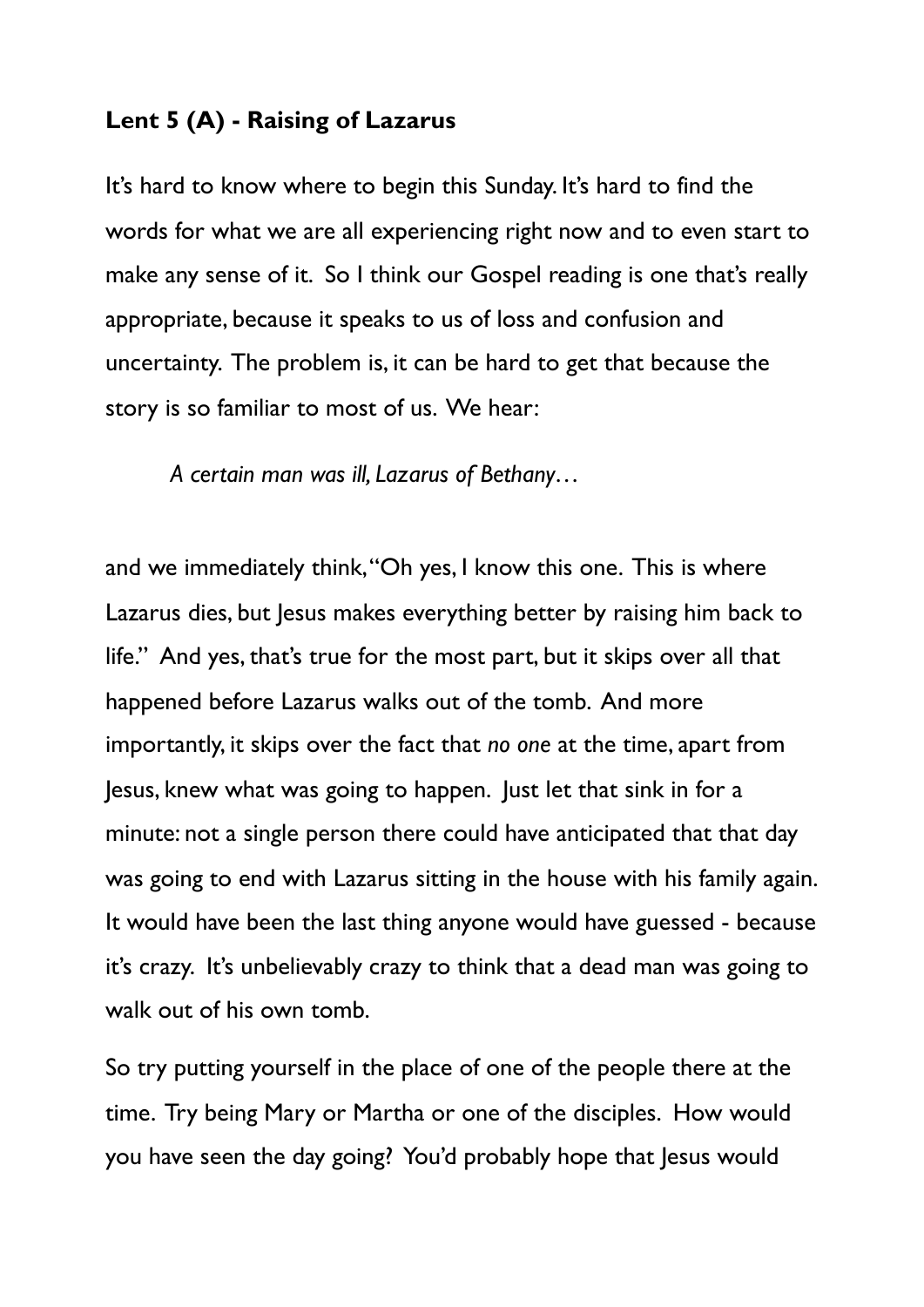**Lent 5 (A) - Raising of Lazarus**

It's hard to know where to begin this Sunday. It's hard to find the words for what we are all experiencing right now and to even start to make any sense of it. So I think our Gospel reading is one that's really appropriate, because it speaks to us of loss and confusion and uncertainty. The problem is, it can be hard to get that because the story is so familiar to most of us. We hear:

> *A certain man was ill, Lazarus of Bethany…*

and we immediately think, "Oh yes, I know this one. This is where Lazarus dies, but Jesus makes everything better by raising him back to life." And yes, that's true for the most part, but it skips over all that happened before Lazarus walks out of the tomb. And more importantly, it skips over the fact that *no one* at the time, apart from Jesus, knew what was going to happen. Just let that sink in for a minute: not a single person there could have anticipated that that day was going to end with Lazarus sitting in the house with his family again. It would have been the last thing anyone would have guessed - because it's crazy. It's unbelievably crazy to think that a dead man was going to walk out of his own tomb.

So try putting yourself in the place of one of the people there at the time. Try being Mary or Martha or one of the disciples. How would you have seen the day going? You'd probably hope that Jesus would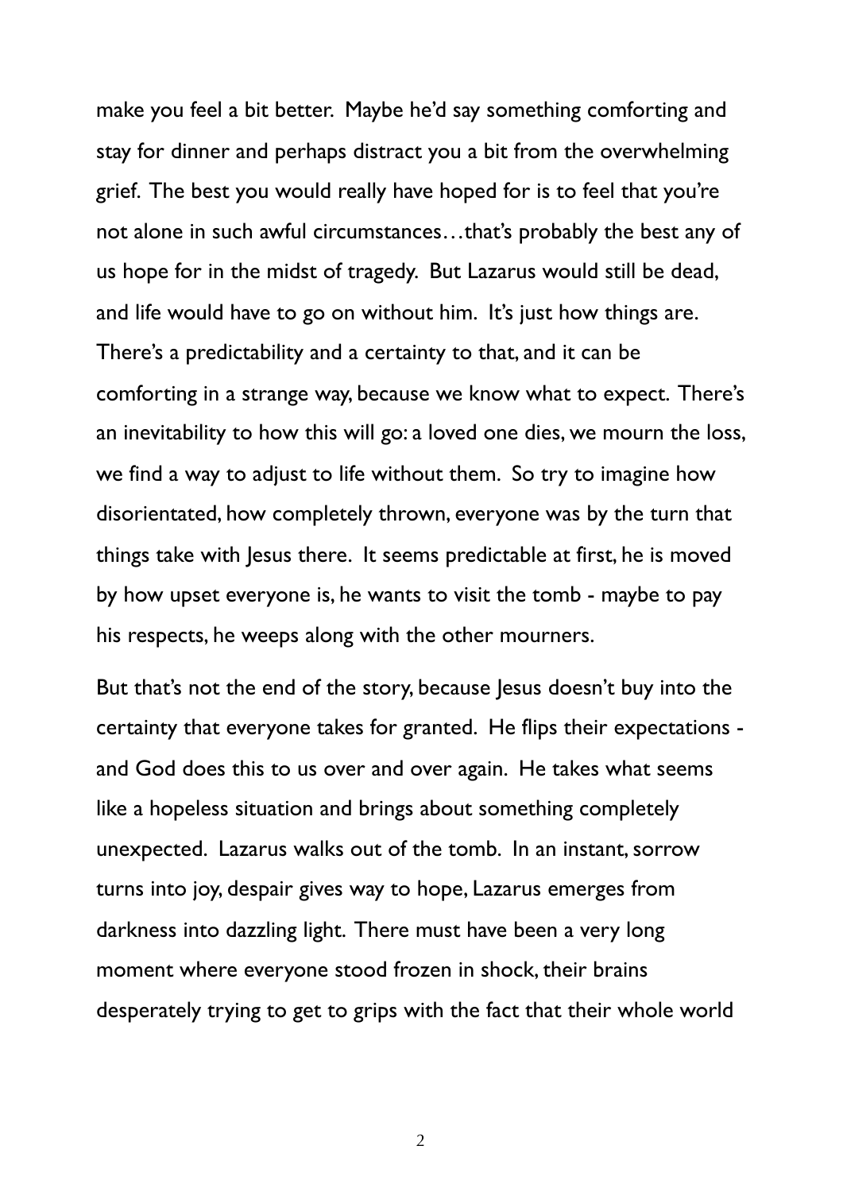make you feel a bit better. Maybe he'd say something comforting and stay for dinner and perhaps distract you a bit from the overwhelming grief. The best you would really have hoped for is to feel that you're not alone in such awful circumstances…that's probably the best any of us hope for in the midst of tragedy. But Lazarus would still be dead, and life would have to go on without him. It's just how things are. There's a predictability and a certainty to that, and it can be comforting in a strange way, because we know what to expect. There's an inevitability to how this will go: a loved one dies, we mourn the loss, we find a way to adjust to life without them. So try to imagine how disorientated, how completely thrown, everyone was by the turn that things take with Jesus there. It seems predictable at first, he is moved by how upset everyone is, he wants to visit the tomb - maybe to pay his respects, he weeps along with the other mourners.

But that's not the end of the story, because Jesus doesn't buy into the certainty that everyone takes for granted. He flips their expectations - and God does this to us over and over again. He takes what seems like a hopeless situation and brings about something completely unexpected. Lazarus walks out of the tomb. In an instant, sorrow turns into joy, despair gives way to hope, Lazarus emerges from darkness into dazzling light. There must have been a very long moment where everyone stood frozen in shock, their brains desperately trying to get to grips with the fact that their whole world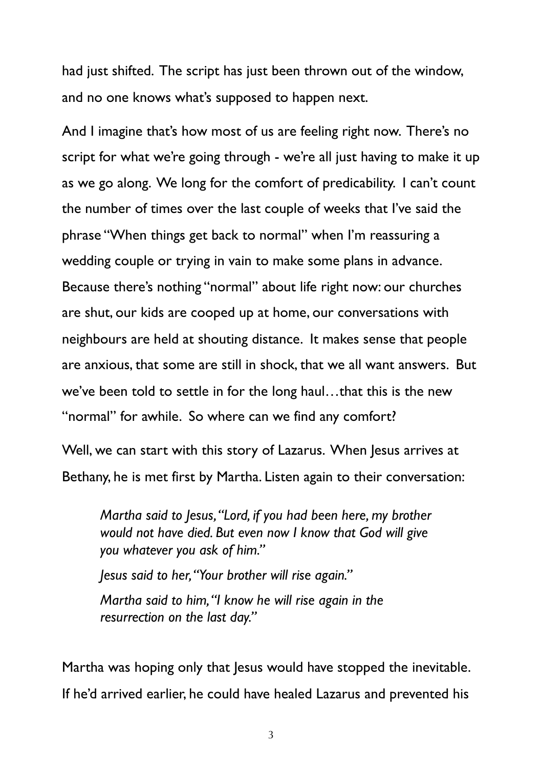had just shifted. The script has just been thrown out of the window, and no one knows what's supposed to happen next.

And I imagine that's how most of us are feeling right now. There's no script for what we're going through - we're all just having to make it up as we go along. We long for the comfort of predicability. I can't count the number of times over the last couple of weeks that I've said the phrase "When things get back to normal" when I'm reassuring a wedding couple or trying in vain to make some plans in advance. Because there's nothing "normal" about life right now: our churches are shut, our kids are cooped up at home, our conversations with neighbours are held at shouting distance. It makes sense that people are anxious, that some are still in shock, that we all want answers. But we've been told to settle in for the long haul…that this is the new "normal" for awhile. So where can we find any comfort?

Well, we can start with this story of Lazarus. When Jesus arrives at Bethany, he is met first by Martha. Listen again to their conversation:

> *Martha said to Jesus, "Lord, if you had been here, my brother would not have died. But even now I know that God will give you whatever you ask of him."*
>
> *Jesus said to her, "Your brother will rise again."*
>
> *Martha said to him, "I know he will rise again in the resurrection on the last day."*

Martha was hoping only that Jesus would have stopped the inevitable. If he'd arrived earlier, he could have healed Lazarus and prevented his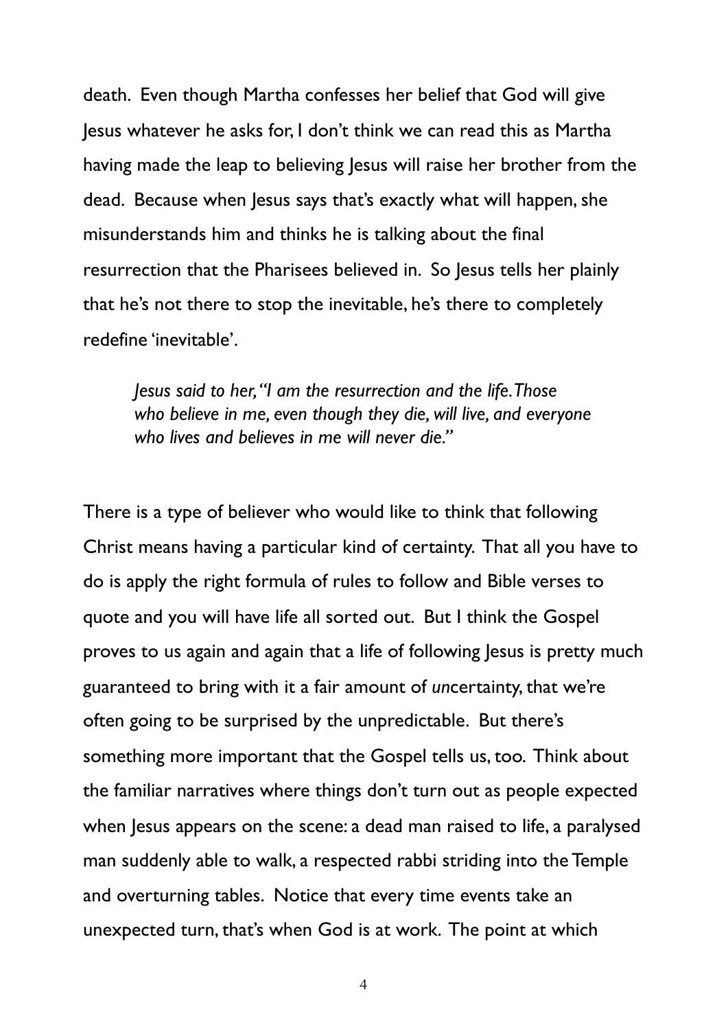death. Even though Martha confesses her belief that God will give Jesus whatever he asks for, I don't think we can read this as Martha having made the leap to believing Jesus will raise her brother from the dead. Because when Jesus says that's exactly what will happen, she misunderstands him and thinks he is talking about the final resurrection that the Pharisees believed in. So Jesus tells her plainly that he's not there to stop the inevitable, he's there to completely redefine 'inevitable'.

> *Jesus said to her, "I am the resurrection and the life. Those who believe in me, even though they die, will live, and everyone who lives and believes in me will never die."*

There is a type of believer who would like to think that following Christ means having a particular kind of certainty. That all you have to do is apply the right formula of rules to follow and Bible verses to quote and you will have life all sorted out. But I think the Gospel proves to us again and again that a life of following Jesus is pretty much guaranteed to bring with it a fair amount of *un*certainty, that we're often going to be surprised by the unpredictable. But there's something more important that the Gospel tells us, too. Think about the familiar narratives where things don't turn out as people expected when Jesus appears on the scene: a dead man raised to life, a paralysed man suddenly able to walk, a respected rabbi striding into the Temple and overturning tables. Notice that every time events take an unexpected turn, that's when God is at work. The point at which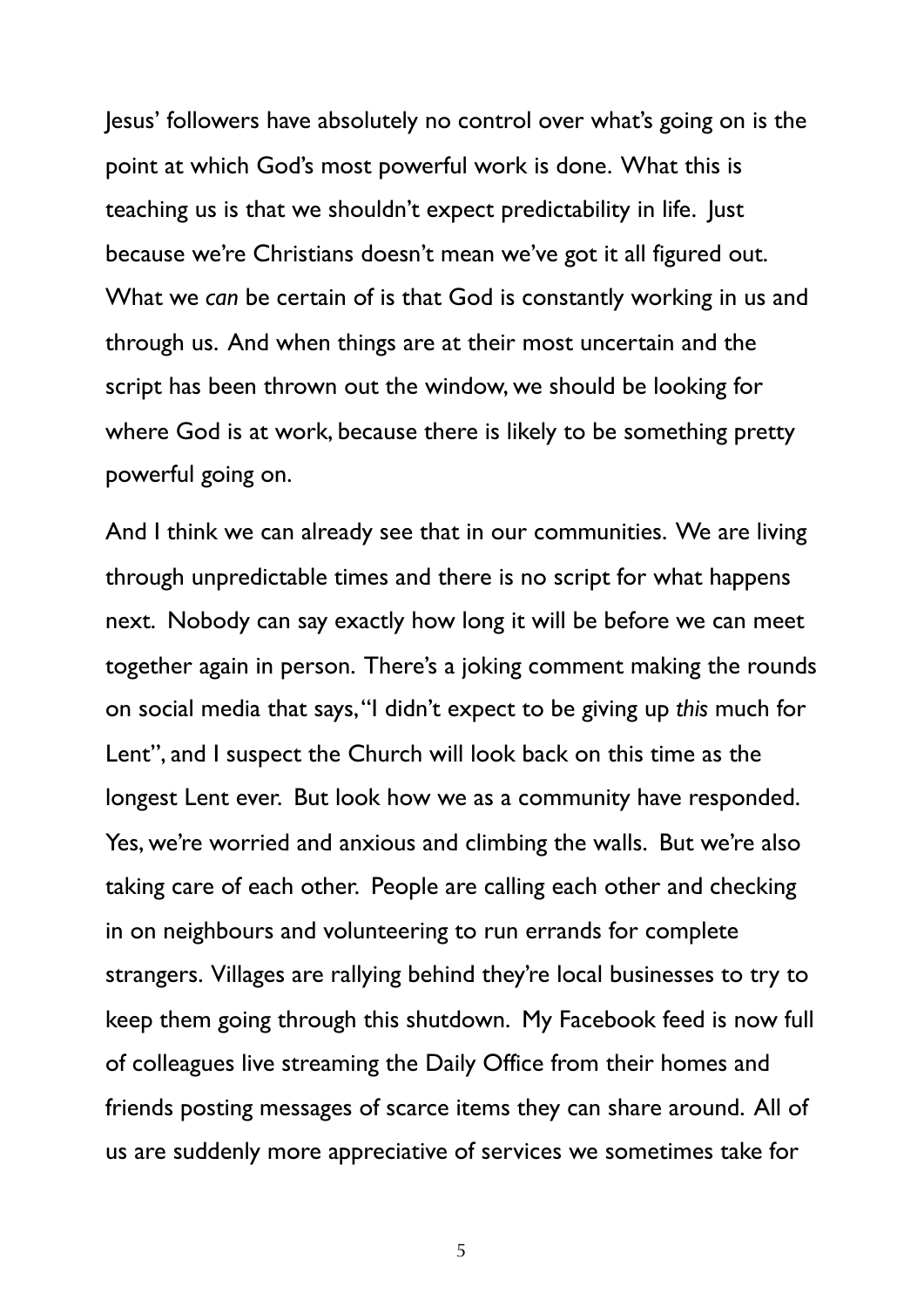Jesus' followers have absolutely no control over what's going on is the point at which God's most powerful work is done. What this is teaching us is that we shouldn't expect predictability in life. Just because we're Christians doesn't mean we've got it all figured out. What we *can* be certain of is that God is constantly working in us and through us. And when things are at their most uncertain and the script has been thrown out the window, we should be looking for where God is at work, because there is likely to be something pretty powerful going on.

And I think we can already see that in our communities. We are living through unpredictable times and there is no script for what happens next. Nobody can say exactly how long it will be before we can meet together again in person. There's a joking comment making the rounds on social media that says, "I didn't expect to be giving up *this* much for Lent", and I suspect the Church will look back on this time as the longest Lent ever. But look how we as a community have responded. Yes, we're worried and anxious and climbing the walls. But we're also taking care of each other. People are calling each other and checking in on neighbours and volunteering to run errands for complete strangers. Villages are rallying behind they're local businesses to try to keep them going through this shutdown. My Facebook feed is now full of colleagues live streaming the Daily Office from their homes and friends posting messages of scarce items they can share around. All of us are suddenly more appreciative of services we sometimes take for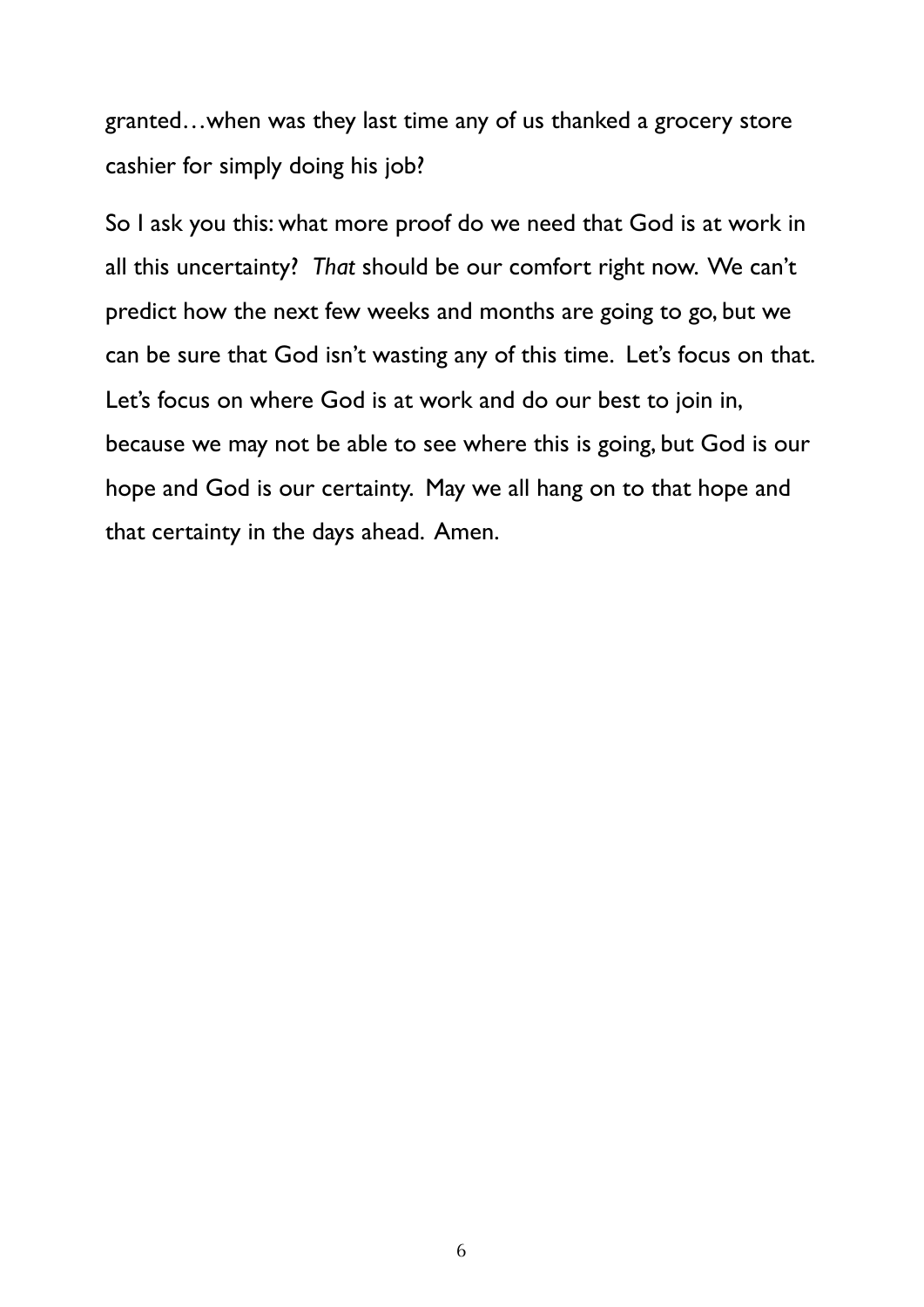granted…when was they last time any of us thanked a grocery store cashier for simply doing his job?

So I ask you this: what more proof do we need that God is at work in all this uncertainty? *That* should be our comfort right now. We can't predict how the next few weeks and months are going to go, but we can be sure that God isn't wasting any of this time. Let's focus on that. Let's focus on where God is at work and do our best to join in, because we may not be able to see where this is going, but God is our hope and God is our certainty. May we all hang on to that hope and that certainty in the days ahead. Amen.